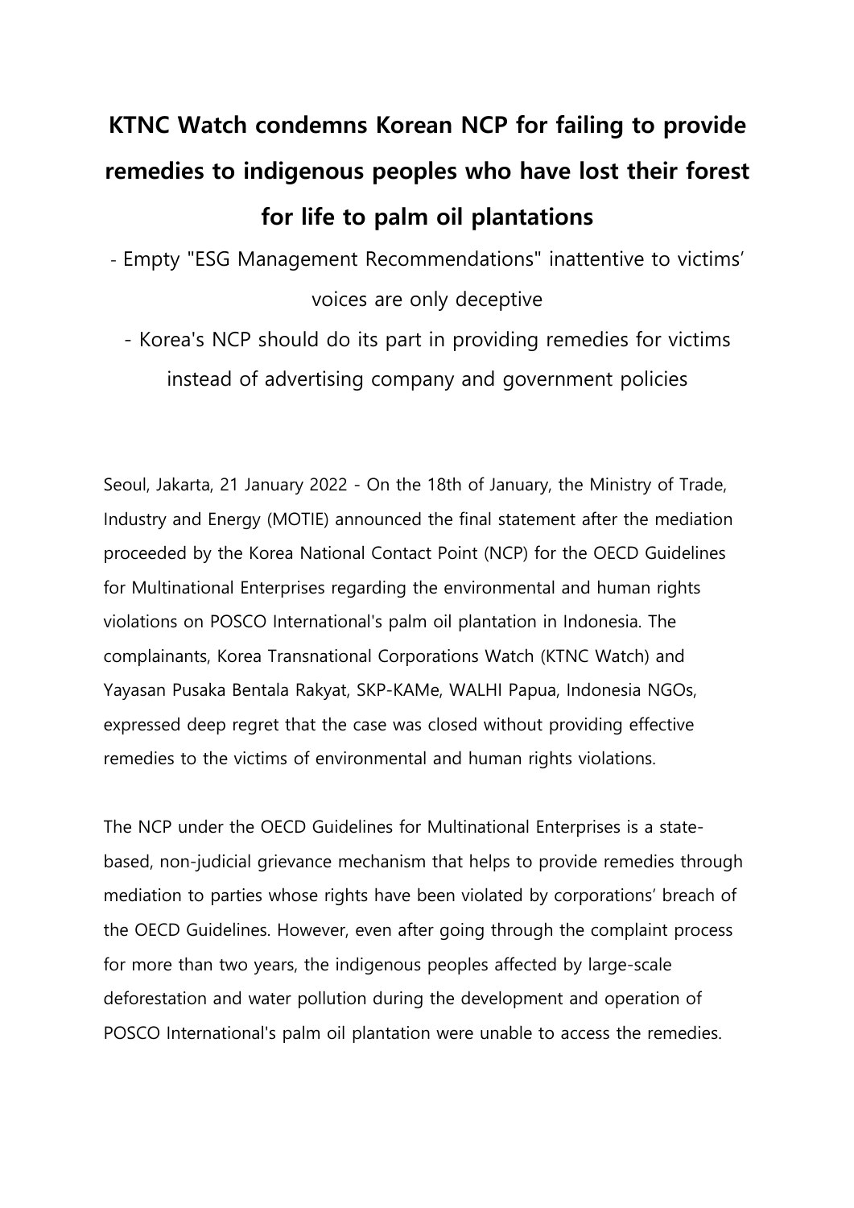# KTNC Watch condemns Korean NCP for failing to provide remedies to indigenous peoples who have lost their forest for life to palm oil plantations

- Empty "ESG Management Recommendations" inattentive to victims' voices are only deceptive
- Korea's NCP should do its part in providing remedies for victims instead of advertising company and government policies

Seoul, Jakarta, 21 January 2022 - On the 18th of January, the Ministry of Trade, Industry and Energy (MOTIE) announced the final statement after the mediation proceeded by the Korea National Contact Point (NCP) for the OECD Guidelines for Multinational Enterprises regarding the environmental and human rights violations on POSCO International's palm oil plantation in Indonesia. The complainants, Korea Transnational Corporations Watch (KTNC Watch) and Yayasan Pusaka Bentala Rakyat, SKP-KAMe, WALHI Papua, Indonesia NGOs, expressed deep regret that the case was closed without providing effective remedies to the victims of environmental and human rights violations.

The NCP under the OECD Guidelines for Multinational Enterprises is a state-based, non-judicial grievance mechanism that helps to provide remedies through mediation to parties whose rights have been violated by corporations' breach of the OECD Guidelines. However, even after going through the complaint process for more than two years, the indigenous peoples affected by large-scale deforestation and water pollution during the development and operation of POSCO International's palm oil plantation were unable to access the remedies.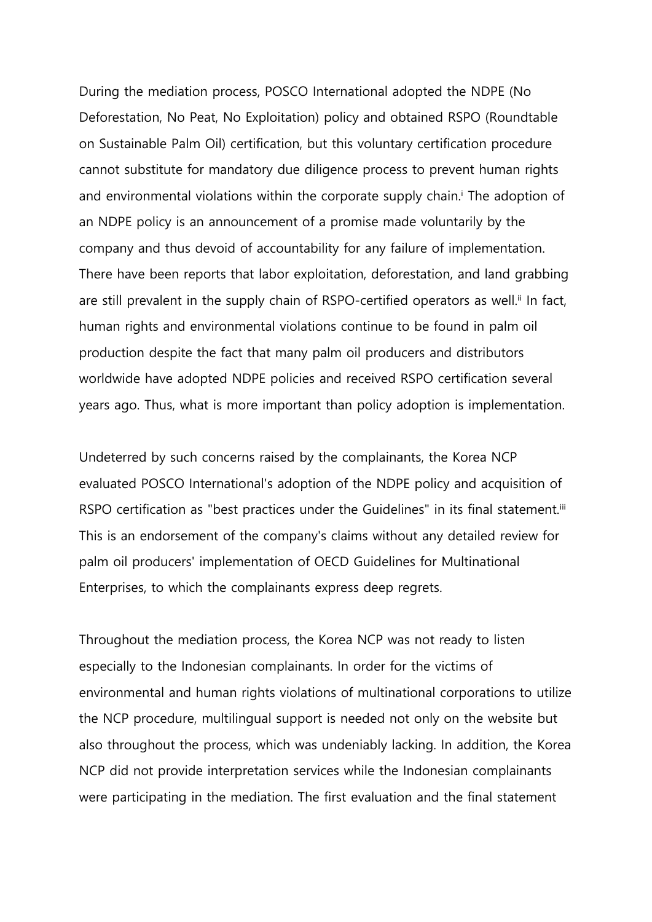During the mediation process, POSCO International adopted the NDPE (No Deforestation, No Peat, No Exploitation) policy and obtained RSPO (Roundtable on Sustainable Palm Oil) certification, but this voluntary certification procedure cannot substitute for mandatory due diligence process to prevent human rights and environmental violations within the corporate supply chain.[i] The adoption of an NDPE policy is an announcement of a promise made voluntarily by the company and thus devoid of accountability for any failure of implementation. There have been reports that labor exploitation, deforestation, and land grabbing are still prevalent in the supply chain of RSPO-certified operators as well.[ii] In fact, human rights and environmental violations continue to be found in palm oil production despite the fact that many palm oil producers and distributors worldwide have adopted NDPE policies and received RSPO certification several years ago. Thus, what is more important than policy adoption is implementation.

Undeterred by such concerns raised by the complainants, the Korea NCP evaluated POSCO International's adoption of the NDPE policy and acquisition of RSPO certification as "best practices under the Guidelines" in its final statement.[iii] This is an endorsement of the company's claims without any detailed review for palm oil producers' implementation of OECD Guidelines for Multinational Enterprises, to which the complainants express deep regrets.

Throughout the mediation process, the Korea NCP was not ready to listen especially to the Indonesian complainants. In order for the victims of environmental and human rights violations of multinational corporations to utilize the NCP procedure, multilingual support is needed not only on the website but also throughout the process, which was undeniably lacking. In addition, the Korea NCP did not provide interpretation services while the Indonesian complainants were participating in the mediation. The first evaluation and the final statement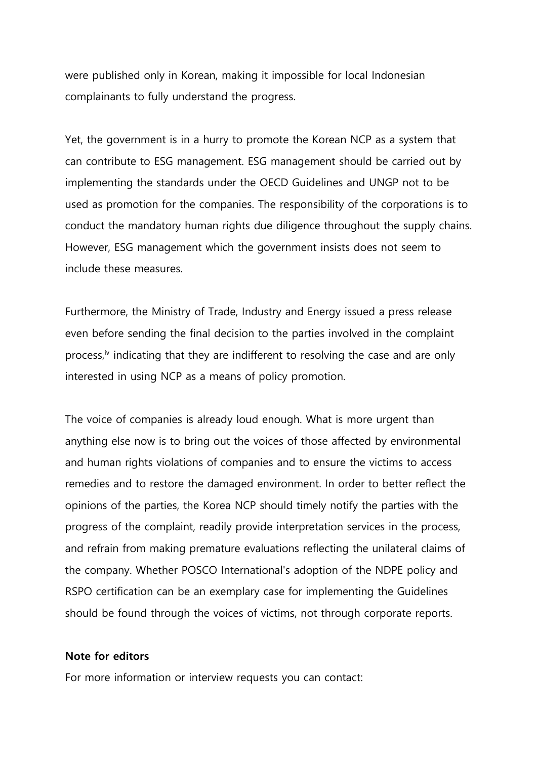were published only in Korean, making it impossible for local Indonesian complainants to fully understand the progress.

Yet, the government is in a hurry to promote the Korean NCP as a system that can contribute to ESG management. ESG management should be carried out by implementing the standards under the OECD Guidelines and UNGP not to be used as promotion for the companies. The responsibility of the corporations is to conduct the mandatory human rights due diligence throughout the supply chains. However, ESG management which the government insists does not seem to include these measures.

Furthermore, the Ministry of Trade, Industry and Energy issued a press release even before sending the final decision to the parties involved in the complaint process,[iv] indicating that they are indifferent to resolving the case and are only interested in using NCP as a means of policy promotion.

The voice of companies is already loud enough. What is more urgent than anything else now is to bring out the voices of those affected by environmental and human rights violations of companies and to ensure the victims to access remedies and to restore the damaged environment. In order to better reflect the opinions of the parties, the Korea NCP should timely notify the parties with the progress of the complaint, readily provide interpretation services in the process, and refrain from making premature evaluations reflecting the unilateral claims of the company. Whether POSCO International's adoption of the NDPE policy and RSPO certification can be an exemplary case for implementing the Guidelines should be found through the voices of victims, not through corporate reports.

**Note for editors**

For more information or interview requests you can contact: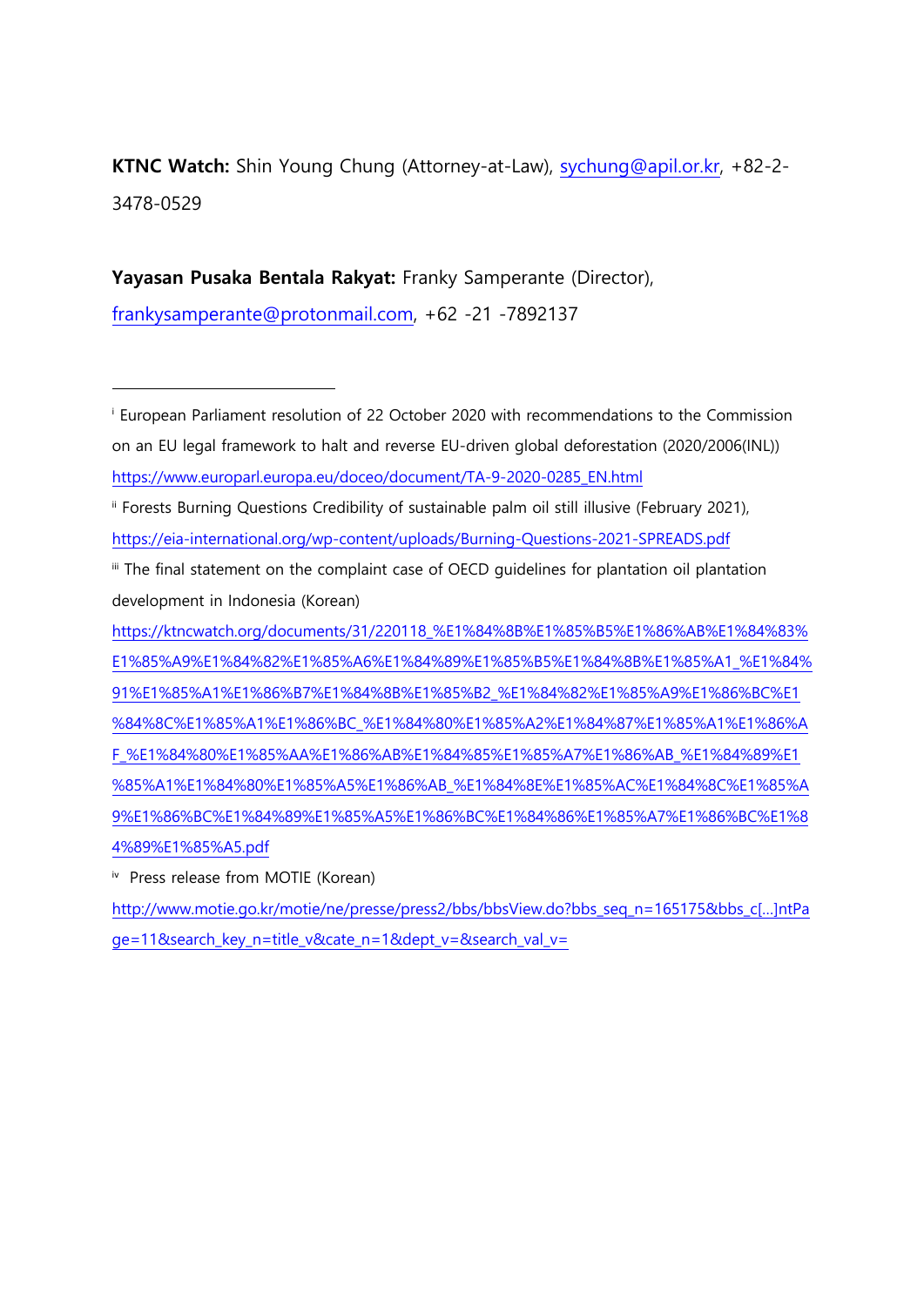**KTNC Watch:** Shin Young Chung (Attorney-at-Law), sychung@apil.or.kr, +82-2-3478-0529

**Yayasan Pusaka Bentala Rakyat:** Franky Samperante (Director), frankysamperante@protonmail.com, +62 -21 -7892137

---

[i] European Parliament resolution of 22 October 2020 with recommendations to the Commission on an EU legal framework to halt and reverse EU-driven global deforestation (2020/2006(INL)) https://www.europarl.europa.eu/doceo/document/TA-9-2020-0285_EN.html

[ii] Forests Burning Questions Credibility of sustainable palm oil still illusive (February 2021), https://eia-international.org/wp-content/uploads/Burning-Questions-2021-SPREADS.pdf

[iii] The final statement on the complaint case of OECD guidelines for plantation oil plantation development in Indonesia (Korean) https://ktncwatch.org/documents/31/220118_%E1%84%8B%E1%85%B5%E1%86%AB%E1%84%83%E1%85%A9%E1%84%82%E1%85%A6%E1%84%89%E1%85%B5%E1%84%8B%E1%85%A1_%E1%84%91%E1%85%A1%E1%86%B7%E1%84%8B%E1%85%B2_%E1%84%82%E1%85%A9%E1%86%BC%E1%84%8C%E1%85%A1%E1%86%BC_%E1%84%80%E1%85%A2%E1%84%87%E1%85%A1%E1%86%AF_%E1%84%80%E1%85%AA%E1%86%AB%E1%84%85%E1%85%A7%E1%86%AB_%E1%84%89%E1%85%A1%E1%84%80%E1%85%A5%E1%86%AB_%E1%84%8E%E1%85%AC%E1%84%8C%E1%85%A9%E1%86%BC%E1%84%89%E1%85%A5%E1%86%BC%E1%84%86%E1%85%A7%E1%86%BC%E1%84%89%E1%85%A5.pdf

[iv] Press release from MOTIE (Korean) http://www.motie.go.kr/motie/ne/presse/press2/bbs/bbsView.do?bbs_seq_n=165175&bbs_c[...]ntPage=11&search_key_n=title_v&cate_n=1&dept_v=&search_val_v=